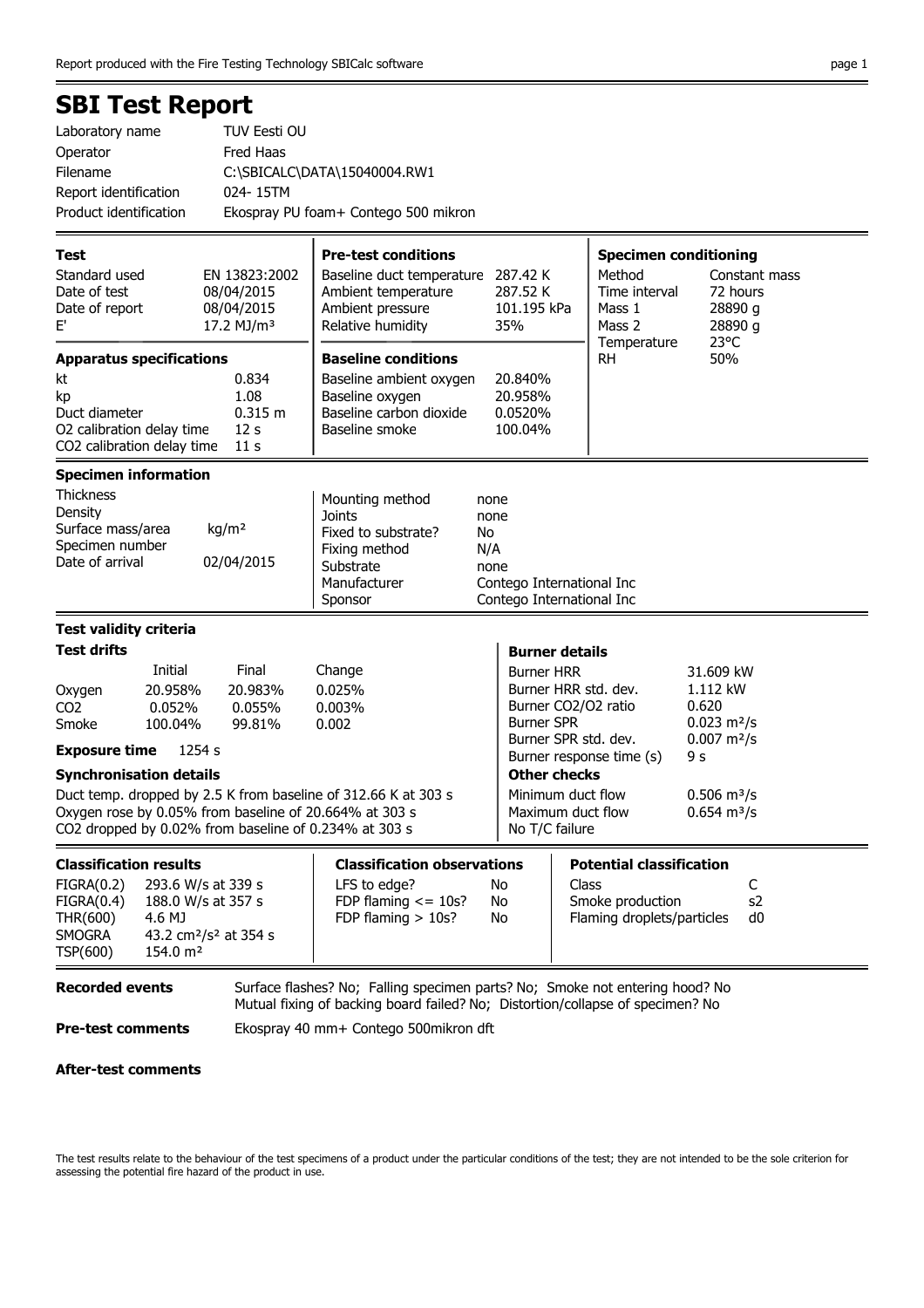# SBI Test Report

| | |
|---|---|
| Laboratory name | TUV Eesti OU |
| Operator | Fred Haas |
| Filename | C:\SBICALC\DATA\15040004.RW1 |
| Report identification | 024- 15TM |
| Product identification | Ekospray PU foam+ Contego 500 mikron |

### Test

| | |
|---|---|
| Standard used | EN 13823:2002 |
| Date of test | 08/04/2015 |
| Date of report | 08/04/2015 |
| E' | 17.2 MJ/m³ |

### Pre-test conditions

| | |
|---|---|
| Baseline duct temperature | 287.42 K |
| Ambient temperature | 287.52 K |
| Ambient pressure | 101.195 kPa |
| Relative humidity | 35% |

### Specimen conditioning

| | |
|---|---|
| Method | Constant mass |
| Time interval | 72 hours |
| Mass 1 | 28890 g |
| Mass 2 | 28890 g |
| Temperature | 23°C |
| RH | 50% |

### Apparatus specifications

| | |
|---|---|
| kt | 0.834 |
| kp | 1.08 |
| Duct diameter | 0.315 m |
| O2 calibration delay time | 12 s |
| CO2 calibration delay time | 11 s |

### Baseline conditions

| | |
|---|---|
| Baseline ambient oxygen | 20.840% |
| Baseline oxygen | 20.958% |
| Baseline carbon dioxide | 0.0520% |
| Baseline smoke | 100.04% |

### Specimen information

| | |
|---|---|
| Thickness | |
| Density | |
| Surface mass/area | kg/m² |
| Specimen number | |
| Date of arrival | 02/04/2015 |

| | |
|---|---|
| Mounting method | none |
| Joints | none |
| Fixed to substrate? | No |
| Fixing method | N/A |
| Substrate | none |
| Manufacturer | Contego International Inc |
| Sponsor | Contego International Inc |

### Test validity criteria

**Test drifts**

| | Initial | Final | Change |
|---|---|---|---|
| Oxygen | 20.958% | 20.983% | 0.025% |
| CO2 | 0.052% | 0.055% | 0.003% |
| Smoke | 100.04% | 99.81% | 0.002 |

**Exposure time** 1254 s

**Synchronisation details**

Duct temp. dropped by 2.5 K from baseline of 312.66 K at 303 s
Oxygen rose by 0.05% from baseline of 20.664% at 303 s
CO2 dropped by 0.02% from baseline of 0.234% at 303 s

**Burner details**

| | |
|---|---|
| Burner HRR | 31.609 kW |
| Burner HRR std. dev. | 1.112 kW |
| Burner CO2/O2 ratio | 0.620 |
| Burner SPR | 0.023 m²/s |
| Burner SPR std. dev. | 0.007 m²/s |
| Burner response time (s) | 9 s |

**Other checks**

| | |
|---|---|
| Minimum duct flow | 0.506 m³/s |
| Maximum duct flow | 0.654 m³/s |
| No T/C failure | |

### Classification results

| | |
|---|---|
| FIGRA(0.2) | 293.6 W/s at 339 s |
| FIGRA(0.4) | 188.0 W/s at 357 s |
| THR(600) | 4.6 MJ |
| SMOGRA | 43.2 cm²/s² at 354 s |
| TSP(600) | 154.0 m² |

### Classification observations

| | |
|---|---|
| LFS to edge? | No |
| FDP flaming <= 10s? | No |
| FDP flaming > 10s? | No |

### Potential classification

| | |
|---|---|
| Class | C |
| Smoke production | s2 |
| Flaming droplets/particles | d0 |

**Recorded events** Surface flashes? No; Falling specimen parts? No; Smoke not entering hood? No
Mutual fixing of backing board failed? No; Distortion/collapse of specimen? No

**Pre-test comments** Ekospray 40 mm+ Contego 500mikron dft

**After-test comments**

The test results relate to the behaviour of the test specimens of a product under the particular conditions of the test; they are not intended to be the sole criterion for assessing the potential fire hazard of the product in use.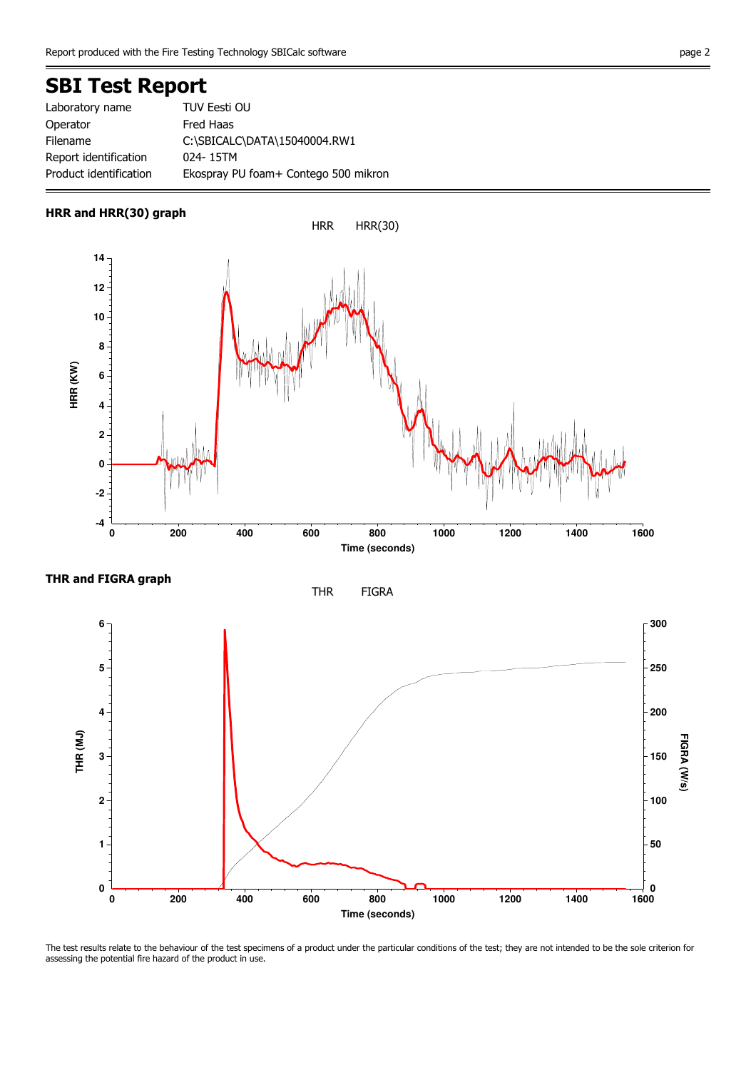# SBI Test Report

| | |
|---|---|
| Laboratory name | TUV Eesti OU |
| Operator | Fred Haas |
| Filename | C:\SBICALC\DATA\15040004.RW1 |
| Report identification | 024- 15TM |
| Product identification | Ekospray PU foam+ Contego 500 mikron |

**HRR and HRR(30) graph**

**THR and FIGRA graph**

The test results relate to the behaviour of the test specimens of a product under the particular conditions of the test; they are not intended to be the sole criterion for assessing the potential fire hazard of the product in use.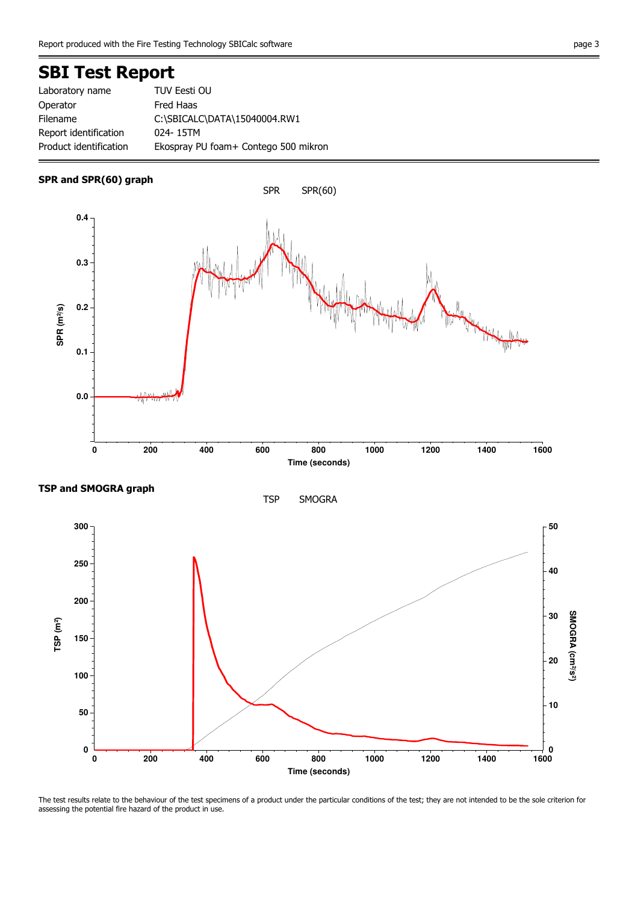# SBI Test Report

| | |
|---|---|
| Laboratory name | TUV Eesti OU |
| Operator | Fred Haas |
| Filename | C:\SBICALC\DATA\15040004.RW1 |
| Report identification | 024- 15TM |
| Product identification | Ekospray PU foam+ Contego 500 mikron |

**SPR and SPR(60) graph**

SPR SPR(60)

SPR ($m^2$/s)

0.4
0.3
0.2
0.1
0.0

0 200 400 600 800 1000 1200 1400 1600

Time (seconds)

**TSP and SMOGRA graph**

TSP SMOGRA

TSP ($m^2$)

300
250
200
150
100
50
0

SMOGRA ($cm^2/s^2$)

50
40
30
20
10
0

0 200 400 600 800 1000 1200 1400 1600

Time (seconds)

The test results relate to the behaviour of the test specimens of a product under the particular conditions of the test; they are not intended to be the sole criterion for assessing the potential fire hazard of the product in use.